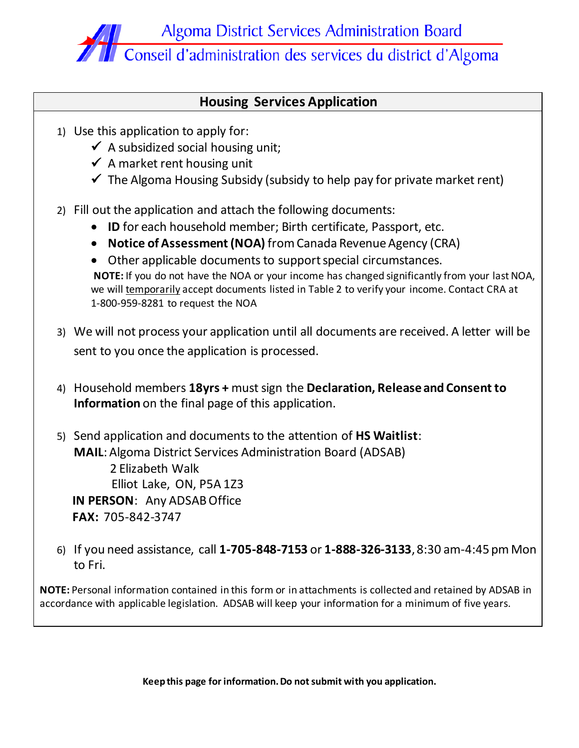Algoma District Services Administration Board

Conseil d'administration des services du district d'Algoma

## Housing Services Application

1) Use this application to apply for:
   - ✓ A subsidized social housing unit;
   - ✓ A market rent housing unit
   - ✓ The Algoma Housing Subsidy (subsidy to help pay for private market rent)

2) Fill out the application and attach the following documents:
   - **ID** for each household member; Birth certificate, Passport, etc.
   - **Notice of Assessment (NOA)** from Canada Revenue Agency (CRA)
   - Other applicable documents to support special circumstances.

   **NOTE:** If you do not have the NOA or your income has changed significantly from your last NOA, we will temporarily accept documents listed in Table 2 to verify your income. Contact CRA at 1-800-959-8281 to request the NOA

3) We will not process your application until all documents are received. A letter will be sent to you once the application is processed.

4) Household members **18yrs +** must sign the **Declaration, Release and Consent to Information** on the final page of this application.

5) Send application and documents to the attention of **HS Waitlist**:

   **MAIL**: Algoma District Services Administration Board (ADSAB)
   2 Elizabeth Walk
   Elliot Lake, ON, P5A 1Z3

   **IN PERSON**: Any ADSAB Office

   **FAX:** 705-842-3747

6) If you need assistance, call **1-705-848-7153** or **1-888-326-3133**, 8:30 am-4:45 pm Mon to Fri.

**NOTE:** Personal information contained in this form or in attachments is collected and retained by ADSAB in accordance with applicable legislation. ADSAB will keep your information for a minimum of five years.

**Keep this page for information. Do not submit with you application.**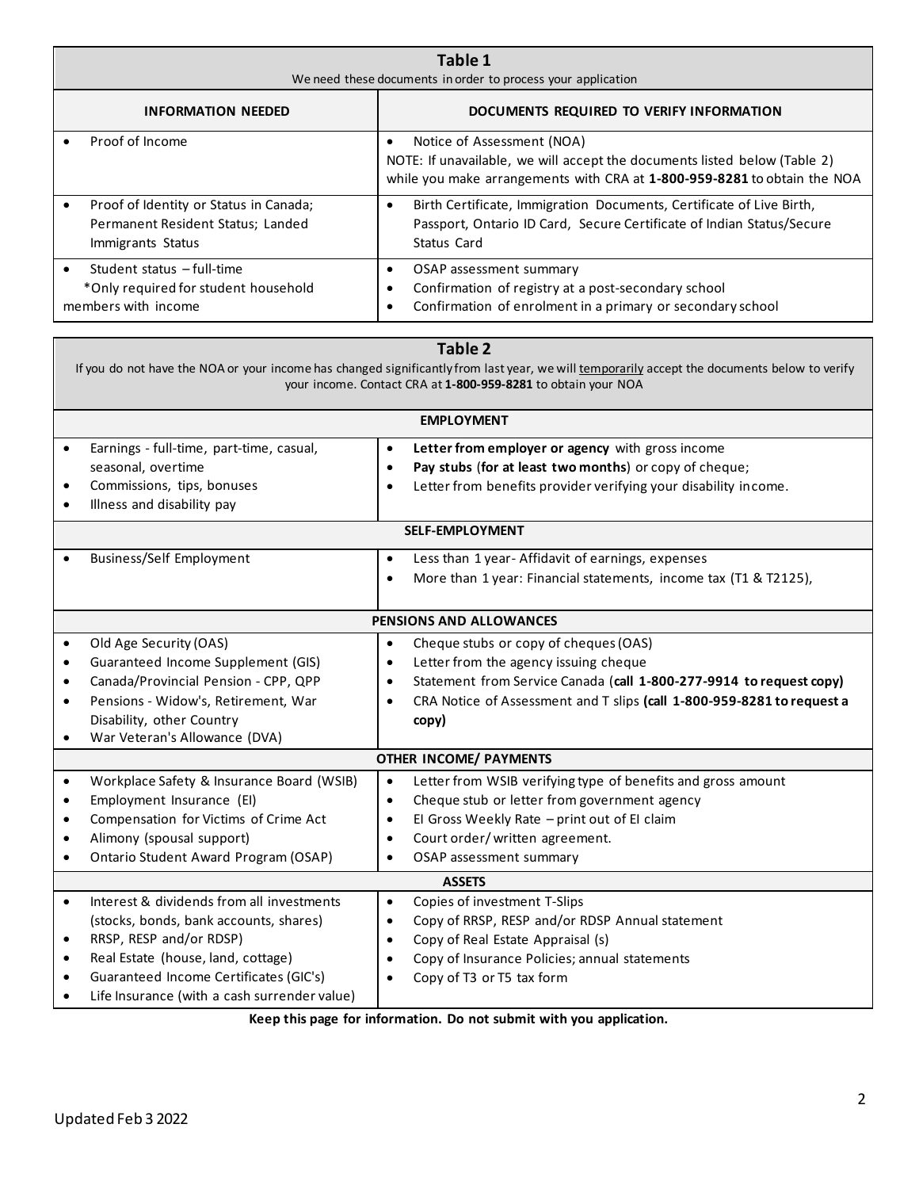**Table 1**

We need these documents in order to process your application

| INFORMATION NEEDED | DOCUMENTS REQUIRED TO VERIFY INFORMATION |
|---|---|
| • Proof of Income | • Notice of Assessment (NOA)<br>NOTE: If unavailable, we will accept the documents listed below (Table 2) while you make arrangements with CRA at **1-800-959-8281** to obtain the NOA |
| • Proof of Identity or Status in Canada; Permanent Resident Status; Landed Immigrants Status | • Birth Certificate, Immigration Documents, Certificate of Live Birth, Passport, Ontario ID Card, Secure Certificate of Indian Status/Secure Status Card |
| • Student status – full-time<br>*Only required for student household members with income | • OSAP assessment summary<br>• Confirmation of registry at a post-secondary school<br>• Confirmation of enrolment in a primary or secondary school |

**Table 2**

If you do not have the NOA or your income has changed significantly from last year, we will temporarily accept the documents below to verify your income. Contact CRA at **1-800-959-8281** to obtain your NOA

| | |
|---|---|
| **EMPLOYMENT** | |
| • Earnings - full-time, part-time, casual, seasonal, overtime<br>• Commissions, tips, bonuses<br>• Illness and disability pay | • **Letter from employer or agency** with gross income<br>• **Pay stubs** (**for at least two months**) or copy of cheque;<br>• Letter from benefits provider verifying your disability income. |
| **SELF-EMPLOYMENT** | |
| • Business/Self Employment | • Less than 1 year- Affidavit of earnings, expenses<br>• More than 1 year: Financial statements, income tax (T1 & T2125), |
| **PENSIONS AND ALLOWANCES** | |
| • Old Age Security (OAS)<br>• Guaranteed Income Supplement (GIS)<br>• Canada/Provincial Pension - CPP, QPP<br>• Pensions - Widow's, Retirement, War Disability, other Country<br>• War Veteran's Allowance (DVA) | • Cheque stubs or copy of cheques (OAS)<br>• Letter from the agency issuing cheque<br>• Statement from Service Canada (**call 1-800-277-9914 to request copy)**<br>• CRA Notice of Assessment and T slips **(call 1-800-959-8281 to request a copy)** |
| **OTHER INCOME/ PAYMENTS** | |
| • Workplace Safety & Insurance Board (WSIB)<br>• Employment Insurance (EI)<br>• Compensation for Victims of Crime Act<br>• Alimony (spousal support)<br>• Ontario Student Award Program (OSAP) | • Letter from WSIB verifying type of benefits and gross amount<br>• Cheque stub or letter from government agency<br>• EI Gross Weekly Rate – print out of EI claim<br>• Court order/ written agreement.<br>• OSAP assessment summary |
| **ASSETS** | |
| • Interest & dividends from all investments (stocks, bonds, bank accounts, shares)<br>• RRSP, RESP and/or RDSP)<br>• Real Estate (house, land, cottage)<br>• Guaranteed Income Certificates (GIC's)<br>• Life Insurance (with a cash surrender value) | • Copies of investment T-Slips<br>• Copy of RRSP, RESP and/or RDSP Annual statement<br>• Copy of Real Estate Appraisal (s)<br>• Copy of Insurance Policies; annual statements<br>• Copy of T3 or T5 tax form |

**Keep this page for information. Do not submit with you application.**

Updated Feb 3 2022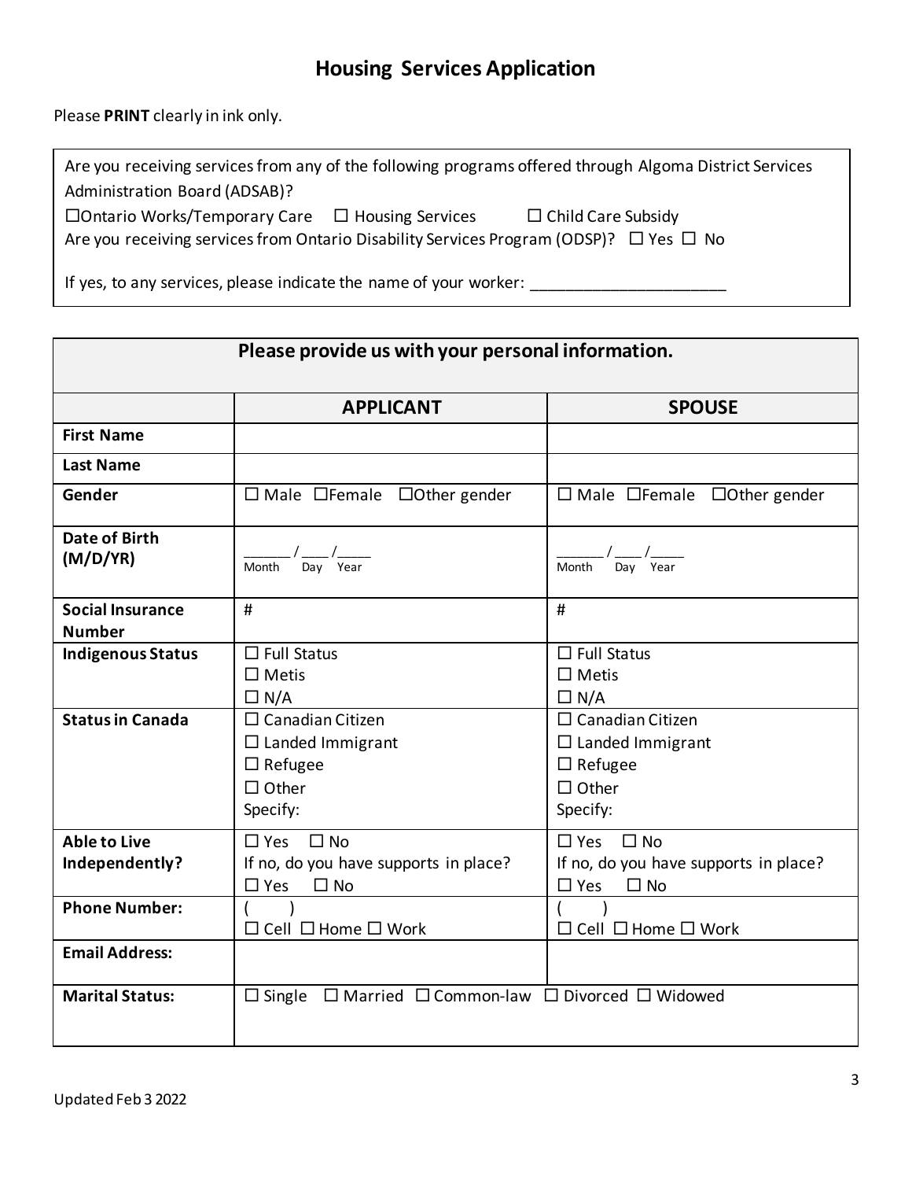# Housing Services Application

Please **PRINT** clearly in ink only.

Are you receiving services from any of the following programs offered through Algoma District Services Administration Board (ADSAB)?

☐Ontario Works/Temporary Care ☐ Housing Services ☐ Child Care Subsidy

Are you receiving services from Ontario Disability Services Program (ODSP)? ☐ Yes ☐ No

If yes, to any services, please indicate the name of your worker: ______________________

| Please provide us with your personal information. | | |
|---|---|---|
| | **APPLICANT** | **SPOUSE** |
| **First Name** | | |
| **Last Name** | | |
| **Gender** | ☐ Male ☐Female ☐Other gender | ☐ Male ☐Female ☐Other gender |
| **Date of Birth (M/D/YR)** | ______ / ____ /_____ Month Day Year | ______ / ____ /_____ Month Day Year |
| **Social Insurance Number** | # | # |
| **Indigenous Status** | ☐ Full Status<br>☐ Metis<br>☐ N/A | ☐ Full Status<br>☐ Metis<br>☐ N/A |
| **Status in Canada** | ☐ Canadian Citizen<br>☐ Landed Immigrant<br>☐ Refugee<br>☐ Other<br>Specify: | ☐ Canadian Citizen<br>☐ Landed Immigrant<br>☐ Refugee<br>☐ Other<br>Specify: |
| **Able to Live Independently?** | ☐ Yes ☐ No<br>If no, do you have supports in place?<br>☐ Yes ☐ No | ☐ Yes ☐ No<br>If no, do you have supports in place?<br>☐ Yes ☐ No |
| **Phone Number:** | ( )<br>☐ Cell ☐ Home ☐ Work | ( )<br>☐ Cell ☐ Home ☐ Work |
| **Email Address:** | | |
| **Marital Status:** | ☐ Single ☐ Married ☐ Common-law ☐ Divorced ☐ Widowed | |

Updated Feb 3 2022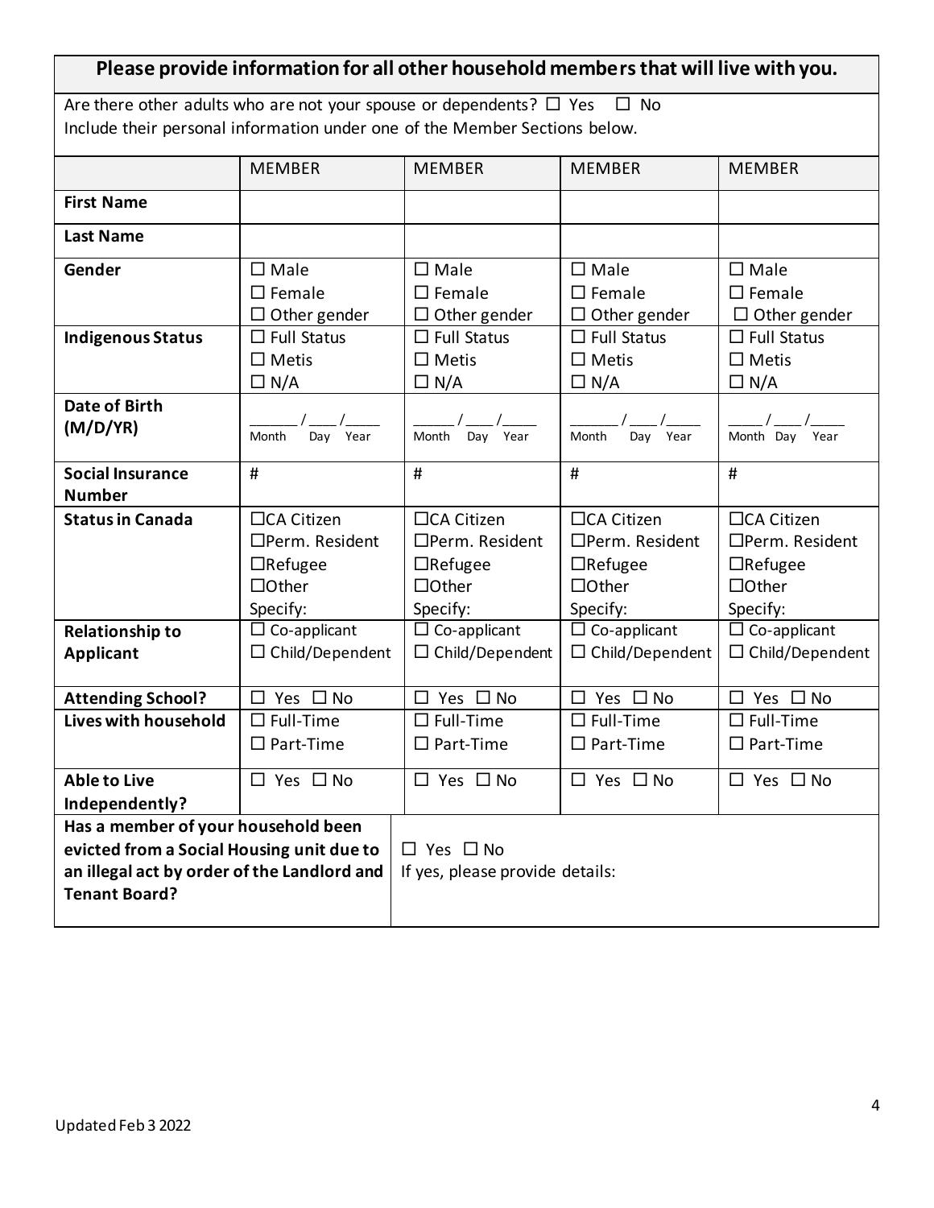**Please provide information for all other household members that will live with you.**

Are there other adults who are not your spouse or dependents? ☐ Yes ☐ No
Include their personal information under one of the Member Sections below.

| | MEMBER | MEMBER | MEMBER | MEMBER |
|---|---|---|---|---|
| **First Name** | | | | |
| **Last Name** | | | | |
| **Gender** | ☐ Male<br>☐ Female<br>☐ Other gender | ☐ Male<br>☐ Female<br>☐ Other gender | ☐ Male<br>☐ Female<br>☐ Other gender | ☐ Male<br>☐ Female<br>☐ Other gender |
| **Indigenous Status** | ☐ Full Status<br>☐ Metis<br>☐ N/A | ☐ Full Status<br>☐ Metis<br>☐ N/A | ☐ Full Status<br>☐ Metis<br>☐ N/A | ☐ Full Status<br>☐ Metis<br>☐ N/A |
| **Date of Birth (M/D/YR)** | ______ / ___ /_____<br>Month Day Year | ______ / ___ /_____<br>Month Day Year | ______ / ___ /_____<br>Month Day Year | ______ / ___ /_____<br>Month Day Year |
| **Social Insurance Number** | # | # | # | # |
| **Status in Canada** | ☐CA Citizen<br>☐Perm. Resident<br>☐Refugee<br>☐Other<br>Specify: | ☐CA Citizen<br>☐Perm. Resident<br>☐Refugee<br>☐Other<br>Specify: | ☐CA Citizen<br>☐Perm. Resident<br>☐Refugee<br>☐Other<br>Specify: | ☐CA Citizen<br>☐Perm. Resident<br>☐Refugee<br>☐Other<br>Specify: |
| **Relationship to Applicant** | ☐ Co-applicant<br>☐ Child/Dependent | ☐ Co-applicant<br>☐ Child/Dependent | ☐ Co-applicant<br>☐ Child/Dependent | ☐ Co-applicant<br>☐ Child/Dependent |
| **Attending School?** | ☐ Yes ☐ No | ☐ Yes ☐ No | ☐ Yes ☐ No | ☐ Yes ☐ No |
| **Lives with household** | ☐ Full-Time<br>☐ Part-Time | ☐ Full-Time<br>☐ Part-Time | ☐ Full-Time<br>☐ Part-Time | ☐ Full-Time<br>☐ Part-Time |
| **Able to Live Independently?** | ☐ Yes ☐ No | ☐ Yes ☐ No | ☐ Yes ☐ No | ☐ Yes ☐ No |

| **Has a member of your household been evicted from a Social Housing unit due to an illegal act by order of the Landlord and Tenant Board?** | ☐ Yes ☐ No<br>If yes, please provide details: |
|---|---|

Updated Feb 3 2022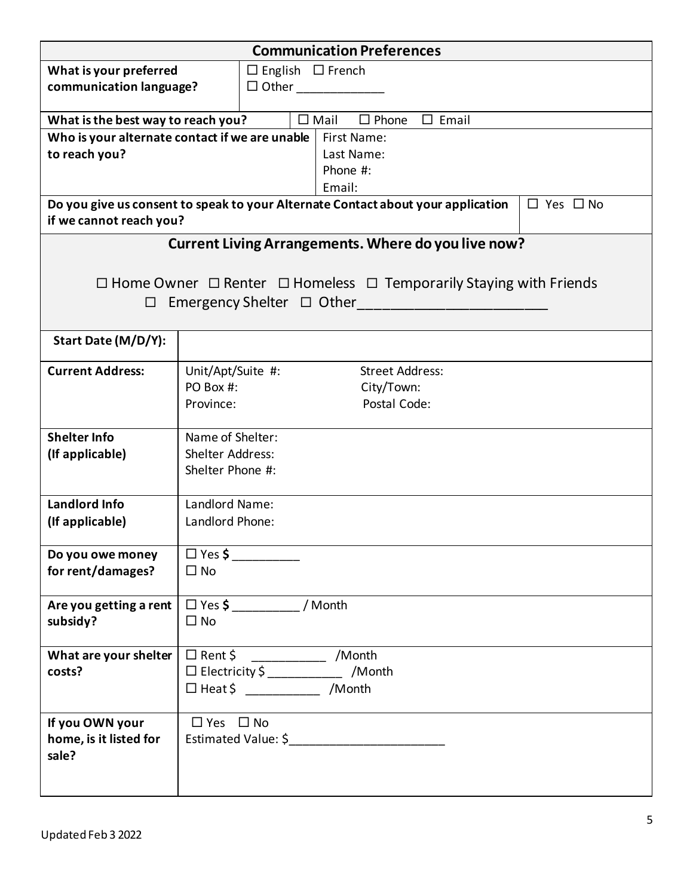## Communication Preferences

| | |
|---|---|
| **What is your preferred communication language?** | ☐ English ☐ French<br>☐ Other _____________ |
| **What is the best way to reach you?** | ☐ Mail ☐ Phone ☐ Email |
| **Who is your alternate contact if we are unable to reach you?** | First Name:<br>Last Name:<br>Phone #:<br>Email: |
| **Do you give us consent to speak to your Alternate Contact about your application if we cannot reach you?** | ☐ Yes ☐ No |

## Current Living Arrangements. Where do you live now?

☐ Home Owner ☐ Renter ☐ Homeless ☐ Temporarily Staying with Friends
☐ Emergency Shelter ☐ Other______________________

| | |
|---|---|
| **Start Date (M/D/Y):** | |
| **Current Address:** | Unit/Apt/Suite #: Street Address:<br>PO Box #: City/Town:<br>Province: Postal Code: |
| **Shelter Info (If applicable)** | Name of Shelter:<br>Shelter Address:<br>Shelter Phone #: |
| **Landlord Info (If applicable)** | Landlord Name:<br>Landlord Phone: |
| **Do you owe money for rent/damages?** | ☐ Yes **$** __________<br>☐ No |
| **Are you getting a rent subsidy?** | ☐ Yes **$** __________ / Month<br>☐ No |
| **What are your shelter costs?** | ☐ Rent $ ___________ /Month<br>☐ Electricity $ ___________ /Month<br>☐ Heat $ ___________ /Month |
| **If you OWN your home, is it listed for sale?** | ☐ Yes ☐ No<br>Estimated Value: $_______________________ |

Updated Feb 3 2022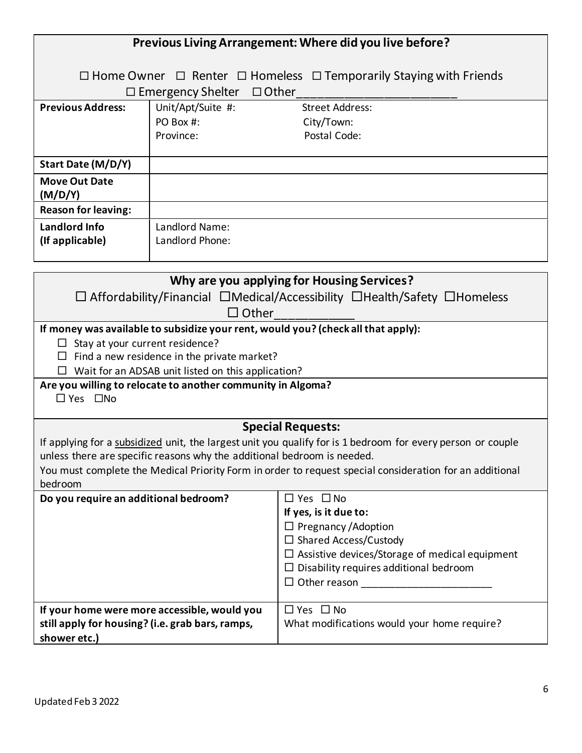## Previous Living Arrangement: Where did you live before?

☐ Home Owner ☐ Renter ☐ Homeless ☐ Temporarily Staying with Friends
☐ Emergency Shelter ☐ Other________________________

| | |
|---|---|
| **Previous Address:** | Unit/Apt/Suite #: Street Address:<br>PO Box #: City/Town:<br>Province: Postal Code: |
| **Start Date (M/D/Y)** | |
| **Move Out Date (M/D/Y)** | |
| **Reason for leaving:** | |
| **Landlord Info (If applicable)** | Landlord Name:<br>Landlord Phone: |

## Why are you applying for Housing Services?

☐ Affordability/Financial ☐Medical/Accessibility ☐Health/Safety ☐Homeless
☐ Other____________

**If money was available to subsidize your rent, would you? (check all that apply):**

- ☐ Stay at your current residence?
- ☐ Find a new residence in the private market?
- ☐ Wait for an ADSAB unit listed on this application?

**Are you willing to relocate to another community in Algoma?**

☐ Yes ☐No

## Special Requests:

If applying for a subsidized unit, the largest unit you qualify for is 1 bedroom for every person or couple unless there are specific reasons why the additional bedroom is needed.

You must complete the Medical Priority Form in order to request special consideration for an additional bedroom

| | |
|---|---|
| **Do you require an additional bedroom?** | ☐ Yes ☐ No<br>**If yes, is it due to:**<br>☐ Pregnancy /Adoption<br>☐ Shared Access/Custody<br>☐ Assistive devices/Storage of medical equipment<br>☐ Disability requires additional bedroom<br>☐ Other reason _______________________ |
| **If your home were more accessible, would you still apply for housing? (i.e. grab bars, ramps, shower etc.)** | ☐ Yes ☐ No<br>What modifications would your home require? |

Updated Feb 3 2022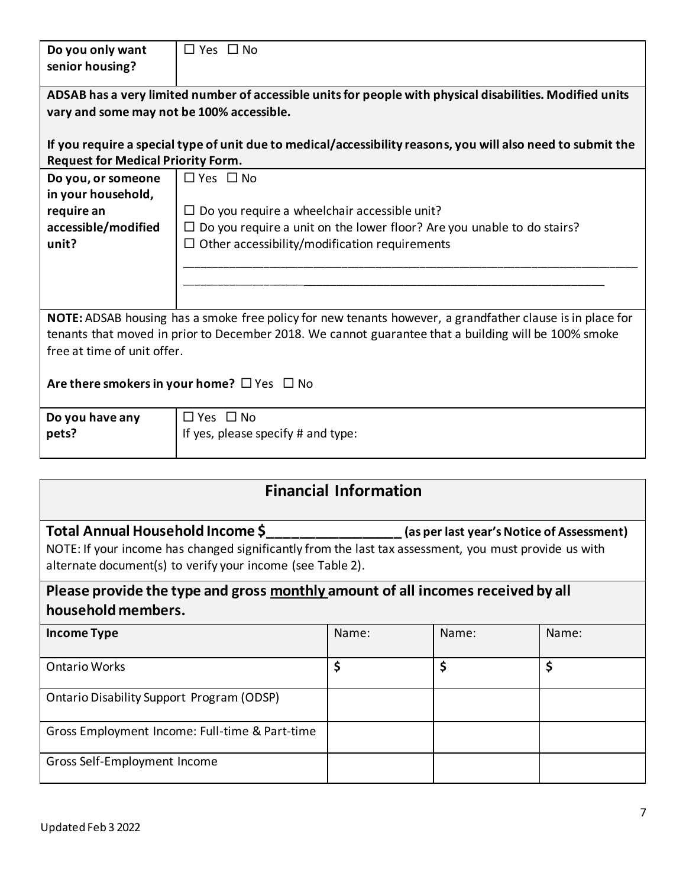| **Do you only want senior housing?** | ☐ Yes ☐ No |
|---|---|

**ADSAB has a very limited number of accessible units for people with physical disabilities. Modified units vary and some may not be 100% accessible.**

**If you require a special type of unit due to medical/accessibility reasons, you will also need to submit the Request for Medical Priority Form.**

| **Do you, or someone in your household, require an accessible/modified unit?** | ☐ Yes ☐ No<br><br>☐ Do you require a wheelchair accessible unit?<br>☐ Do you require a unit on the lower floor? Are you unable to do stairs?<br>☐ Other accessibility/modification requirements<br>______________________________________________________________________<br>______________________________________________________________________ |
|---|---|

**NOTE:** ADSAB housing has a smoke free policy for new tenants however, a grandfather clause is in place for tenants that moved in prior to December 2018. We cannot guarantee that a building will be 100% smoke free at time of unit offer.

**Are there smokers in your home?** ☐ Yes ☐ No

| **Do you have any pets?** | ☐ Yes ☐ No<br>If yes, please specify # and type: |
|---|---|

## Financial Information

**Total Annual Household Income $_________________ (as per last year's Notice of Assessment)**

NOTE: If your income has changed significantly from the last tax assessment, you must provide us with alternate document(s) to verify your income (see Table 2).

### Please provide the type and gross monthly amount of all incomes received by all household members.

| **Income Type** | Name: | Name: | Name: |
|---|---|---|---|
| Ontario Works | $ | $ | $ |
| Ontario Disability Support Program (ODSP) | | | |
| Gross Employment Income: Full-time & Part-time | | | |
| Gross Self-Employment Income | | | |

Updated Feb 3 2022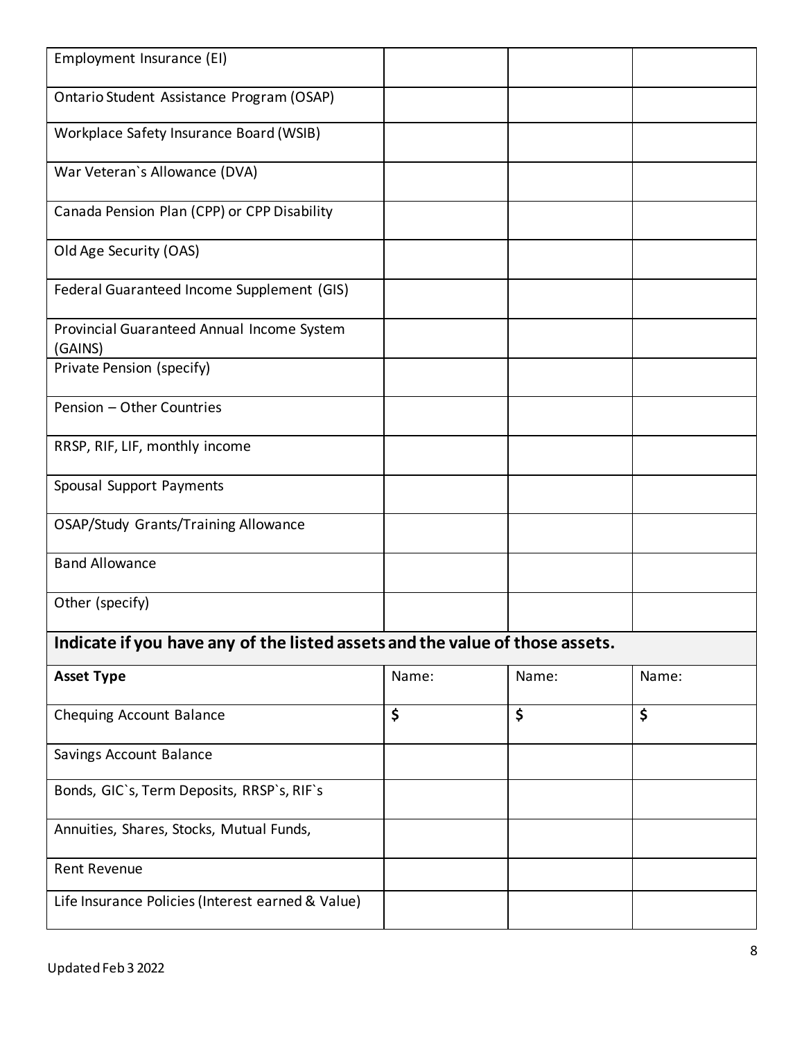| | | | |
|---|---|---|---|
| Employment Insurance (EI) | | | |
| Ontario Student Assistance Program (OSAP) | | | |
| Workplace Safety Insurance Board (WSIB) | | | |
| War Veteran`s Allowance (DVA) | | | |
| Canada Pension Plan (CPP) or CPP Disability | | | |
| Old Age Security (OAS) | | | |
| Federal Guaranteed Income Supplement (GIS) | | | |
| Provincial Guaranteed Annual Income System (GAINS) | | | |
| Private Pension (specify) | | | |
| Pension – Other Countries | | | |
| RRSP, RIF, LIF, monthly income | | | |
| Spousal Support Payments | | | |
| OSAP/Study Grants/Training Allowance | | | |
| Band Allowance | | | |
| Other (specify) | | | |

**Indicate if you have any of the listed assets and the value of those assets.**

| **Asset Type** | Name: | Name: | Name: |
|---|---|---|---|
| Chequing Account Balance | **$** | **$** | **$** |
| Savings Account Balance | | | |
| Bonds, GIC`s, Term Deposits, RRSP`s, RIF`s | | | |
| Annuities, Shares, Stocks, Mutual Funds, | | | |
| Rent Revenue | | | |
| Life Insurance Policies (Interest earned & Value) | | | |

Updated Feb 3 2022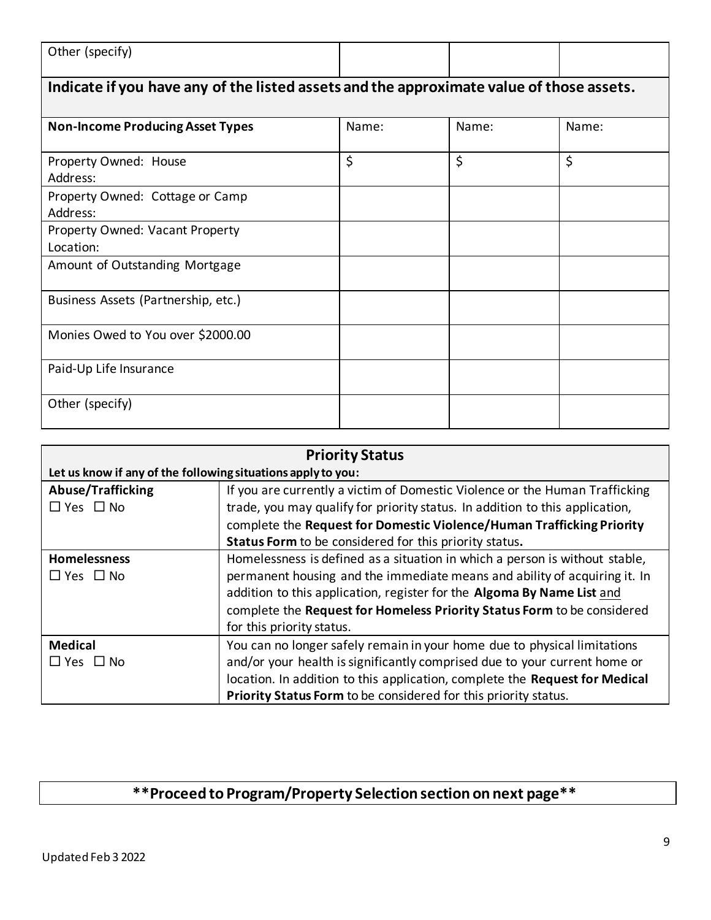| Other (specify) | | | |
|---|---|---|---|

**Indicate if you have any of the listed assets and the approximate value of those assets.**

| **Non-Income Producing Asset Types** | Name: | Name: | Name: |
|---|---|---|---|
| Property Owned: House<br>Address: | $ | $ | $ |
| Property Owned: Cottage or Camp<br>Address: | | | |
| Property Owned: Vacant Property<br>Location: | | | |
| Amount of Outstanding Mortgage | | | |
| Business Assets (Partnership, etc.) | | | |
| Monies Owed to You over $2000.00 | | | |
| Paid-Up Life Insurance | | | |
| Other (specify) | | | |

| **Priority Status** | |
|---|---|
| **Let us know if any of the following situations apply to you:** | |
| **Abuse/Trafficking**<br>☐ Yes ☐ No | If you are currently a victim of Domestic Violence or the Human Trafficking trade, you may qualify for priority status. In addition to this application, complete the **Request for Domestic Violence/Human Trafficking Priority Status Form** to be considered for this priority status**.** |
| **Homelessness**<br>☐ Yes ☐ No | Homelessness is defined as a situation in which a person is without stable, permanent housing and the immediate means and ability of acquiring it. In addition to this application, register for the **Algoma By Name List** and complete the **Request for Homeless Priority Status Form** to be considered for this priority status. |
| **Medical**<br>☐ Yes ☐ No | You can no longer safely remain in your home due to physical limitations and/or your health is significantly comprised due to your current home or location. In addition to this application, complete the **Request for Medical Priority Status Form** to be considered for this priority status. |

**\*\*Proceed to Program/Property Selection section on next page\*\***

Updated Feb 3 2022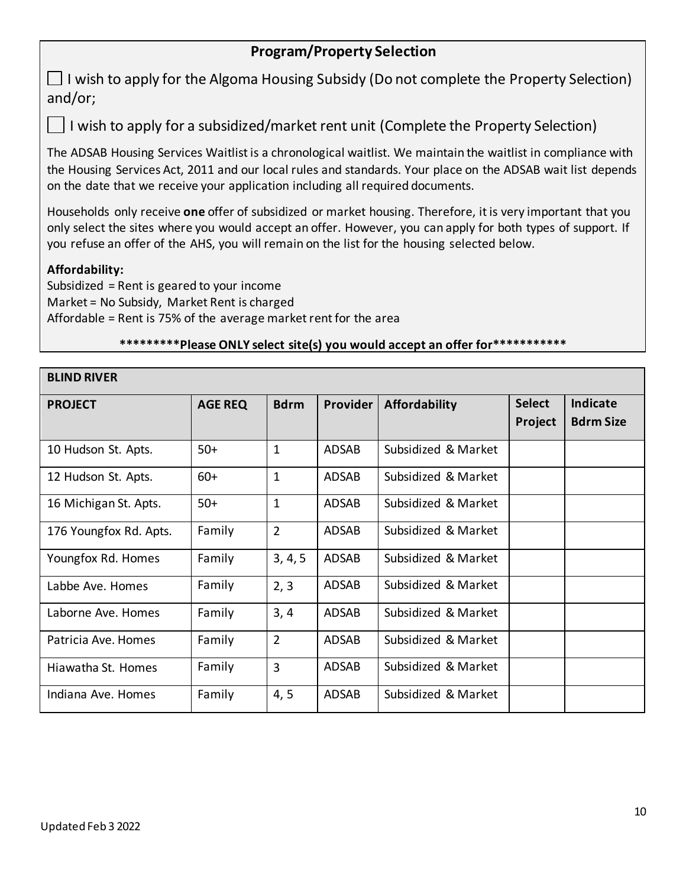## Program/Property Selection

☐ I wish to apply for the Algoma Housing Subsidy (Do not complete the Property Selection) and/or;

☐ I wish to apply for a subsidized/market rent unit (Complete the Property Selection)

The ADSAB Housing Services Waitlist is a chronological waitlist. We maintain the waitlist in compliance with the Housing Services Act, 2011 and our local rules and standards. Your place on the ADSAB wait list depends on the date that we receive your application including all required documents.

Households only receive **one** offer of subsidized or market housing. Therefore, it is very important that you only select the sites where you would accept an offer. However, you can apply for both types of support. If you refuse an offer of the AHS, you will remain on the list for the housing selected below.

**Affordability:**
Subsidized = Rent is geared to your income
Market = No Subsidy, Market Rent is charged
Affordable = Rent is 75% of the average market rent for the area

**\*\*\*\*\*\*\*\*\*Please ONLY select site(s) you would accept an offer for\*\*\*\*\*\*\*\*\*\*\***

| **BLIND RIVER** | | | | | | |
|---|---|---|---|---|---|---|
| **PROJECT** | **AGE REQ** | **Bdrm** | **Provider** | **Affordability** | **Select Project** | **Indicate Bdrm Size** |
| 10 Hudson St. Apts. | 50+ | 1 | ADSAB | Subsidized & Market | | |
| 12 Hudson St. Apts. | 60+ | 1 | ADSAB | Subsidized & Market | | |
| 16 Michigan St. Apts. | 50+ | 1 | ADSAB | Subsidized & Market | | |
| 176 Youngfox Rd. Apts. | Family | 2 | ADSAB | Subsidized & Market | | |
| Youngfox Rd. Homes | Family | 3, 4, 5 | ADSAB | Subsidized & Market | | |
| Labbe Ave. Homes | Family | 2, 3 | ADSAB | Subsidized & Market | | |
| Laborne Ave. Homes | Family | 3, 4 | ADSAB | Subsidized & Market | | |
| Patricia Ave. Homes | Family | 2 | ADSAB | Subsidized & Market | | |
| Hiawatha St. Homes | Family | 3 | ADSAB | Subsidized & Market | | |
| Indiana Ave. Homes | Family | 4, 5 | ADSAB | Subsidized & Market | | |

Updated Feb 3 2022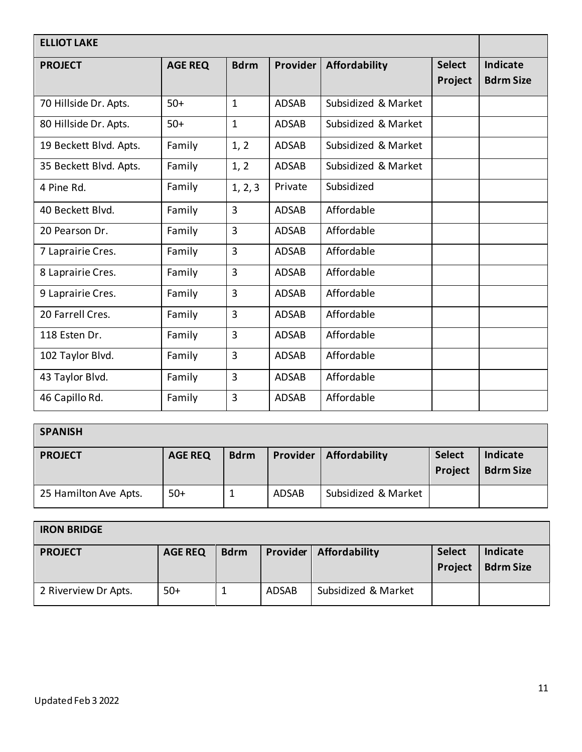| ELLIOT LAKE | | | | | | |
|---|---|---|---|---|---|---|
| **PROJECT** | **AGE REQ** | **Bdrm** | **Provider** | **Affordability** | **Select Project** | **Indicate Bdrm Size** |
| 70 Hillside Dr. Apts. | 50+ | 1 | ADSAB | Subsidized & Market | | |
| 80 Hillside Dr. Apts. | 50+ | 1 | ADSAB | Subsidized & Market | | |
| 19 Beckett Blvd. Apts. | Family | 1, 2 | ADSAB | Subsidized & Market | | |
| 35 Beckett Blvd. Apts. | Family | 1, 2 | ADSAB | Subsidized & Market | | |
| 4 Pine Rd. | Family | 1, 2, 3 | Private | Subsidized | | |
| 40 Beckett Blvd. | Family | 3 | ADSAB | Affordable | | |
| 20 Pearson Dr. | Family | 3 | ADSAB | Affordable | | |
| 7 Laprairie Cres. | Family | 3 | ADSAB | Affordable | | |
| 8 Laprairie Cres. | Family | 3 | ADSAB | Affordable | | |
| 9 Laprairie Cres. | Family | 3 | ADSAB | Affordable | | |
| 20 Farrell Cres. | Family | 3 | ADSAB | Affordable | | |
| 118 Esten Dr. | Family | 3 | ADSAB | Affordable | | |
| 102 Taylor Blvd. | Family | 3 | ADSAB | Affordable | | |
| 43 Taylor Blvd. | Family | 3 | ADSAB | Affordable | | |
| 46 Capillo Rd. | Family | 3 | ADSAB | Affordable | | |

| SPANISH | | | | | | |
|---|---|---|---|---|---|---|
| **PROJECT** | **AGE REQ** | **Bdrm** | **Provider** | **Affordability** | **Select Project** | **Indicate Bdrm Size** |
| 25 Hamilton Ave Apts. | 50+ | 1 | ADSAB | Subsidized & Market | | |

| IRON BRIDGE | | | | | | |
|---|---|---|---|---|---|---|
| **PROJECT** | **AGE REQ** | **Bdrm** | **Provider** | **Affordability** | **Select Project** | **Indicate Bdrm Size** |
| 2 Riverview Dr Apts. | 50+ | 1 | ADSAB | Subsidized & Market | | |

Updated Feb 3 2022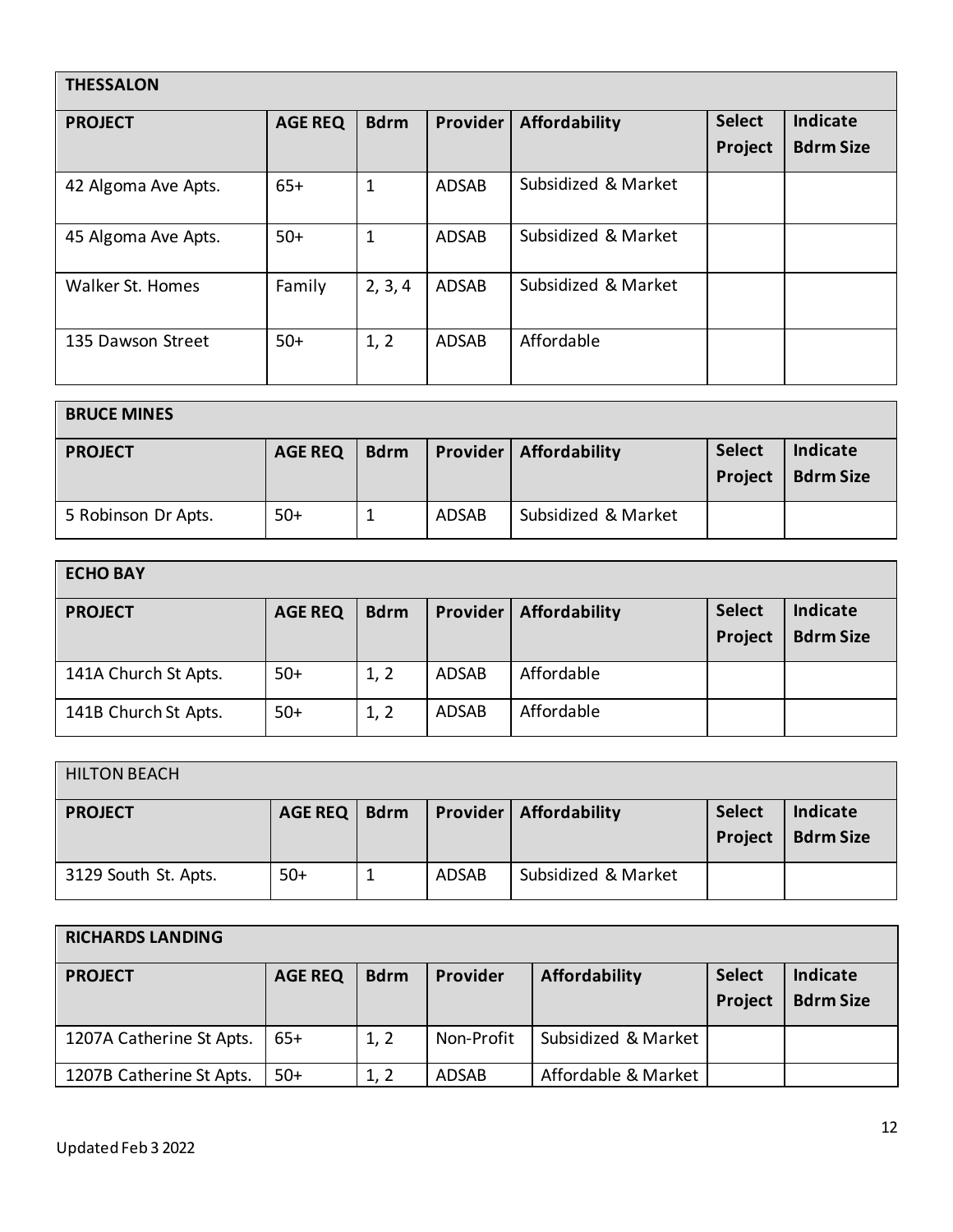| THESSALON | | | | | | |
|---|---|---|---|---|---|---|
| **PROJECT** | **AGE REQ** | **Bdrm** | **Provider** | **Affordability** | **Select Project** | **Indicate Bdrm Size** |
| 42 Algoma Ave Apts. | 65+ | 1 | ADSAB | Subsidized & Market | | |
| 45 Algoma Ave Apts. | 50+ | 1 | ADSAB | Subsidized & Market | | |
| Walker St. Homes | Family | 2, 3, 4 | ADSAB | Subsidized & Market | | |
| 135 Dawson Street | 50+ | 1, 2 | ADSAB | Affordable | | |

| BRUCE MINES | | | | | | |
|---|---|---|---|---|---|---|
| **PROJECT** | **AGE REQ** | **Bdrm** | **Provider** | **Affordability** | **Select Project** | **Indicate Bdrm Size** |
| 5 Robinson Dr Apts. | 50+ | 1 | ADSAB | Subsidized & Market | | |

| ECHO BAY | | | | | | |
|---|---|---|---|---|---|---|
| **PROJECT** | **AGE REQ** | **Bdrm** | **Provider** | **Affordability** | **Select Project** | **Indicate Bdrm Size** |
| 141A Church St Apts. | 50+ | 1, 2 | ADSAB | Affordable | | |
| 141B Church St Apts. | 50+ | 1, 2 | ADSAB | Affordable | | |

| HILTON BEACH | | | | | | |
|---|---|---|---|---|---|---|
| **PROJECT** | **AGE REQ** | **Bdrm** | **Provider** | **Affordability** | **Select Project** | **Indicate Bdrm Size** |
| 3129 South St. Apts. | 50+ | 1 | ADSAB | Subsidized & Market | | |

| RICHARDS LANDING | | | | | | |
|---|---|---|---|---|---|---|
| **PROJECT** | **AGE REQ** | **Bdrm** | **Provider** | **Affordability** | **Select Project** | **Indicate Bdrm Size** |
| 1207A Catherine St Apts. | 65+ | 1, 2 | Non-Profit | Subsidized & Market | | |
| 1207B Catherine St Apts. | 50+ | 1, 2 | ADSAB | Affordable & Market | | |

Updated Feb 3 2022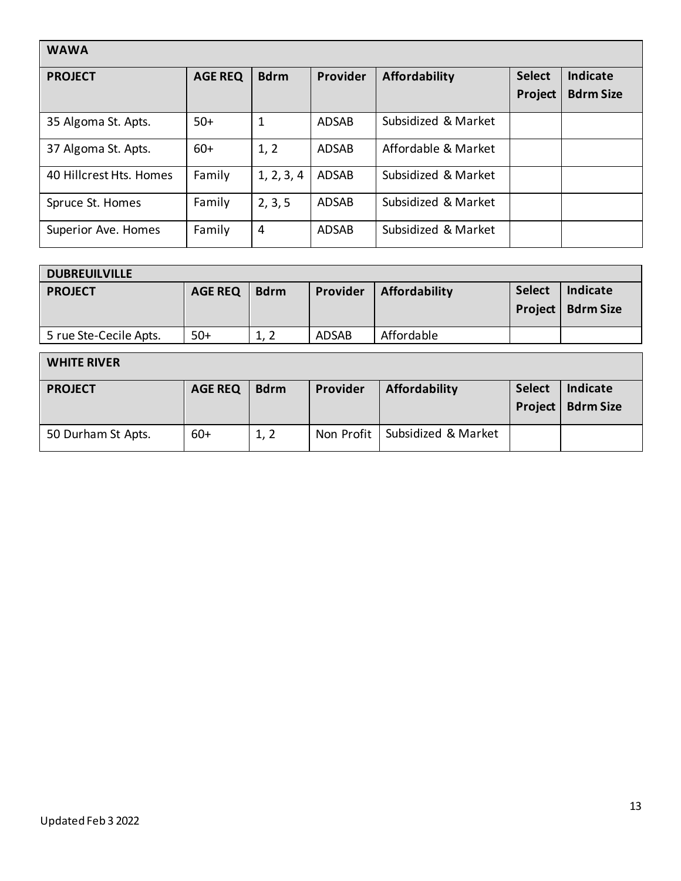| WAWA | | | | | | |
|---|---|---|---|---|---|---|
| **PROJECT** | **AGE REQ** | **Bdrm** | **Provider** | **Affordability** | **Select Project** | **Indicate Bdrm Size** |
| 35 Algoma St. Apts. | 50+ | 1 | ADSAB | Subsidized & Market | | |
| 37 Algoma St. Apts. | 60+ | 1, 2 | ADSAB | Affordable & Market | | |
| 40 Hillcrest Hts. Homes | Family | 1, 2, 3, 4 | ADSAB | Subsidized & Market | | |
| Spruce St. Homes | Family | 2, 3, 5 | ADSAB | Subsidized & Market | | |
| Superior Ave. Homes | Family | 4 | ADSAB | Subsidized & Market | | |

| DUBREUILVILLE | | | | | | |
|---|---|---|---|---|---|---|
| **PROJECT** | **AGE REQ** | **Bdrm** | **Provider** | **Affordability** | **Select Project** | **Indicate Bdrm Size** |
| 5 rue Ste-Cecile Apts. | 50+ | 1, 2 | ADSAB | Affordable | | |

| WHITE RIVER | | | | | | |
|---|---|---|---|---|---|---|
| **PROJECT** | **AGE REQ** | **Bdrm** | **Provider** | **Affordability** | **Select Project** | **Indicate Bdrm Size** |
| 50 Durham St Apts. | 60+ | 1, 2 | Non Profit | Subsidized & Market | | |

Updated Feb 3 2022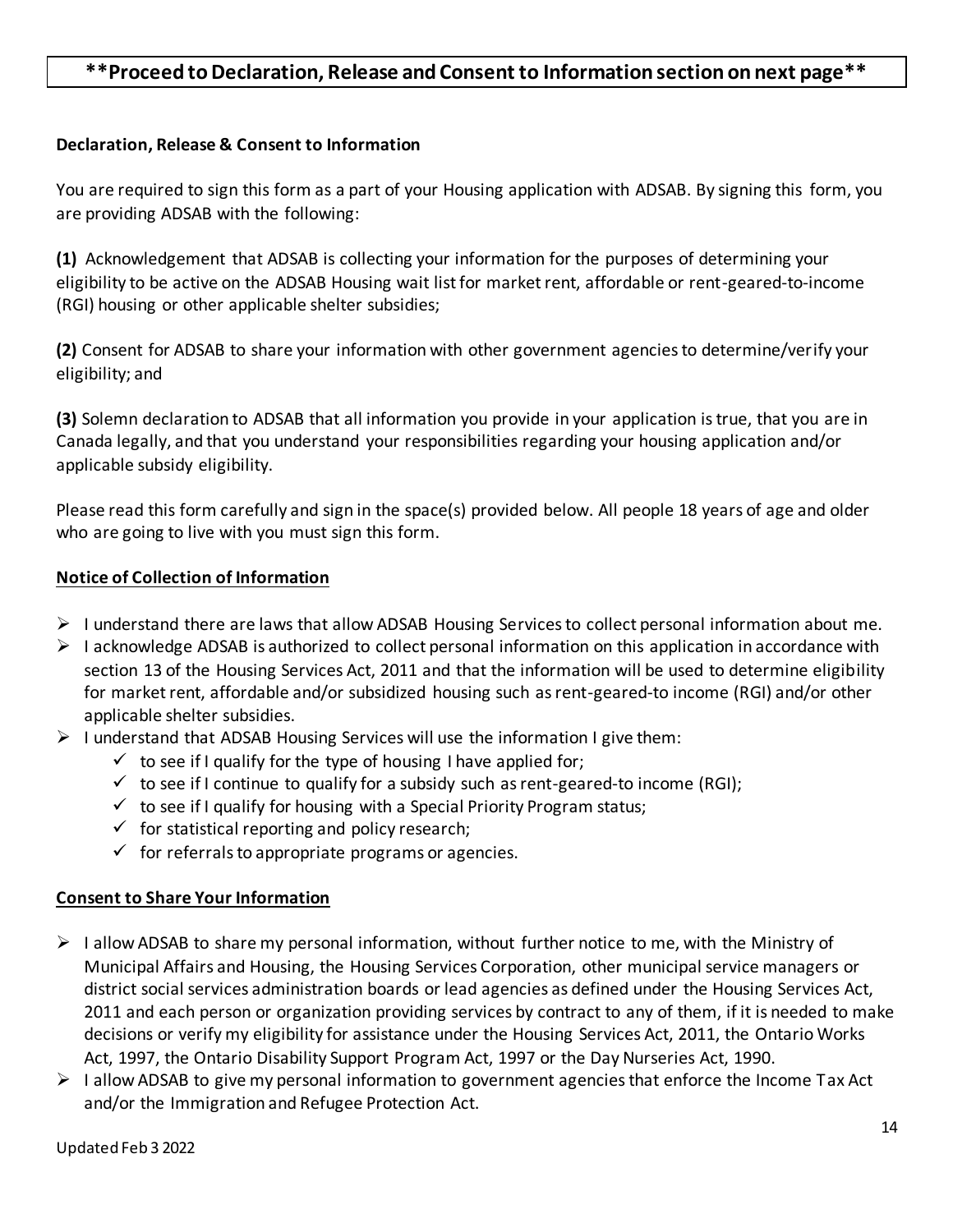**\*\*Proceed to Declaration, Release and Consent to Information section on next page\*\***

**Declaration, Release & Consent to Information**

You are required to sign this form as a part of your Housing application with ADSAB. By signing this form, you are providing ADSAB with the following:

**(1)** Acknowledgement that ADSAB is collecting your information for the purposes of determining your eligibility to be active on the ADSAB Housing wait list for market rent, affordable or rent-geared-to-income (RGI) housing or other applicable shelter subsidies;

**(2)** Consent for ADSAB to share your information with other government agencies to determine/verify your eligibility; and

**(3)** Solemn declaration to ADSAB that all information you provide in your application is true, that you are in Canada legally, and that you understand your responsibilities regarding your housing application and/or applicable subsidy eligibility.

Please read this form carefully and sign in the space(s) provided below. All people 18 years of age and older who are going to live with you must sign this form.

**Notice of Collection of Information**

- I understand there are laws that allow ADSAB Housing Services to collect personal information about me.
- I acknowledge ADSAB is authorized to collect personal information on this application in accordance with section 13 of the Housing Services Act, 2011 and that the information will be used to determine eligibility for market rent, affordable and/or subsidized housing such as rent-geared-to income (RGI) and/or other applicable shelter subsidies.
- I understand that ADSAB Housing Services will use the information I give them:
  - ✓ to see if I qualify for the type of housing I have applied for;
  - ✓ to see if I continue to qualify for a subsidy such as rent-geared-to income (RGI);
  - ✓ to see if I qualify for housing with a Special Priority Program status;
  - ✓ for statistical reporting and policy research;
  - ✓ for referrals to appropriate programs or agencies.

**Consent to Share Your Information**

- I allow ADSAB to share my personal information, without further notice to me, with the Ministry of Municipal Affairs and Housing, the Housing Services Corporation, other municipal service managers or district social services administration boards or lead agencies as defined under the Housing Services Act, 2011 and each person or organization providing services by contract to any of them, if it is needed to make decisions or verify my eligibility for assistance under the Housing Services Act, 2011, the Ontario Works Act, 1997, the Ontario Disability Support Program Act, 1997 or the Day Nurseries Act, 1990.
- I allow ADSAB to give my personal information to government agencies that enforce the Income Tax Act and/or the Immigration and Refugee Protection Act.

Updated Feb 3 2022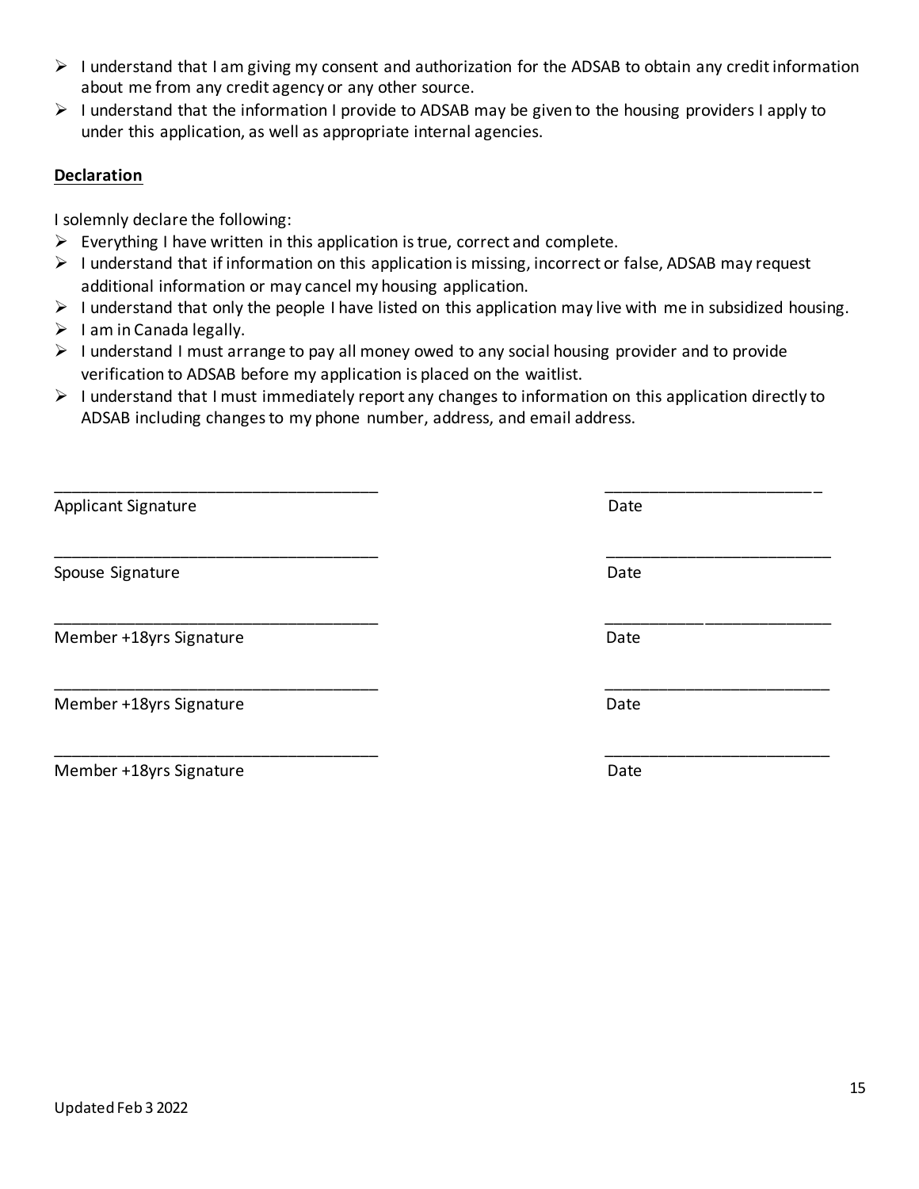- I understand that I am giving my consent and authorization for the ADSAB to obtain any credit information about me from any credit agency or any other source.
- I understand that the information I provide to ADSAB may be given to the housing providers I apply to under this application, as well as appropriate internal agencies.

**Declaration**

I solemnly declare the following:

- Everything I have written in this application is true, correct and complete.
- I understand that if information on this application is missing, incorrect or false, ADSAB may request additional information or may cancel my housing application.
- I understand that only the people I have listed on this application may live with me in subsidized housing.
- I am in Canada legally.
- I understand I must arrange to pay all money owed to any social housing provider and to provide verification to ADSAB before my application is placed on the waitlist.
- I understand that I must immediately report any changes to information on this application directly to ADSAB including changes to my phone number, address, and email address.

_____________________________________ _________________________

Applicant Signature Date

_____________________________________ _________________________

Spouse Signature Date

_____________________________________ _________________________

Member +18yrs Signature Date

_____________________________________ _________________________

Member +18yrs Signature Date

_____________________________________ _________________________

Member +18yrs Signature Date

Updated Feb 3 2022